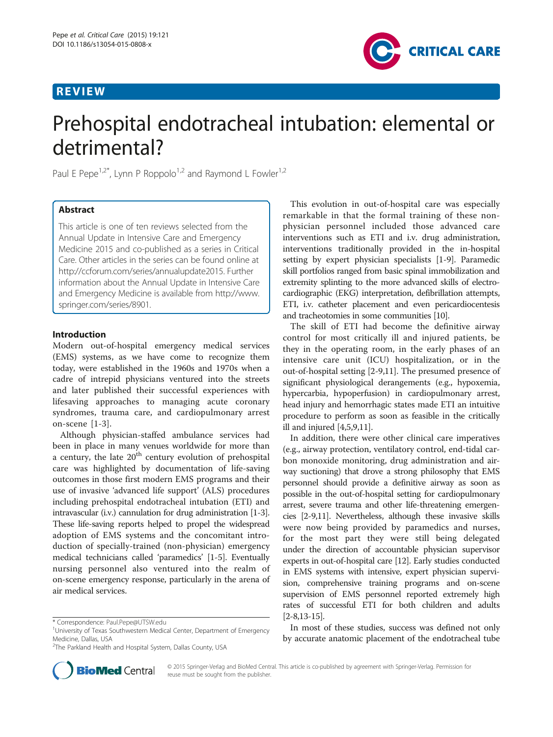REVIEW

# Prehospital endotracheal intubation: elemental or detrimental?

Paul E Pepe[1,2*], Lynn P Roppolo[1,2] and Raymond L Fowler[1,2]

## Abstract

This article is one of ten reviews selected from the Annual Update in Intensive Care and Emergency Medicine 2015 and co-published as a series in Critical Care. Other articles in the series can be found online at http://ccforum.com/series/annualupdate2015. Further information about the Annual Update in Intensive Care and Emergency Medicine is available from http://www.springer.com/series/8901.

## Introduction

Modern out-of-hospital emergency medical services (EMS) systems, as we have come to recognize them today, were established in the 1960s and 1970s when a cadre of intrepid physicians ventured into the streets and later published their successful experiences with lifesaving approaches to managing acute coronary syndromes, trauma care, and cardiopulmonary arrest on-scene [1-3].

Although physician-staffed ambulance services had been in place in many venues worldwide for more than a century, the late 20[th] century evolution of prehospital care was highlighted by documentation of life-saving outcomes in those first modern EMS programs and their use of invasive 'advanced life support' (ALS) procedures including prehospital endotracheal intubation (ETI) and intravascular (i.v.) cannulation for drug administration [1-3]. These life-saving reports helped to propel the widespread adoption of EMS systems and the concomitant introduction of specially-trained (non-physician) emergency medical technicians called 'paramedics' [1-5]. Eventually nursing personnel also ventured into the realm of on-scene emergency response, particularly in the arena of air medical services.

This evolution in out-of-hospital care was especially remarkable in that the formal training of these non-physician personnel included those advanced care interventions such as ETI and i.v. drug administration, interventions traditionally provided in the in-hospital setting by expert physician specialists [1-9]. Paramedic skill portfolios ranged from basic spinal immobilization and extremity splinting to the more advanced skills of electrocardiographic (EKG) interpretation, defibrillation attempts, ETI, i.v. catheter placement and even pericardiocentesis and tracheotomies in some communities [10].

The skill of ETI had become the definitive airway control for most critically ill and injured patients, be they in the operating room, in the early phases of an intensive care unit (ICU) hospitalization, or in the out-of-hospital setting [2-9,11]. The presumed presence of significant physiological derangements (e.g., hypoxemia, hypercarbia, hypoperfusion) in cardiopulmonary arrest, head injury and hemorrhagic states made ETI an intuitive procedure to perform as soon as feasible in the critically ill and injured [4,5,9,11].

In addition, there were other clinical care imperatives (e.g., airway protection, ventilatory control, end-tidal carbon monoxide monitoring, drug administration and airway suctioning) that drove a strong philosophy that EMS personnel should provide a definitive airway as soon as possible in the out-of-hospital setting for cardiopulmonary arrest, severe trauma and other life-threatening emergencies [2-9,11]. Nevertheless, although these invasive skills were now being provided by paramedics and nurses, for the most part they were still being delegated under the direction of accountable physician supervisor experts in out-of-hospital care [12]. Early studies conducted in EMS systems with intensive, expert physician supervision, comprehensive training programs and on-scene supervision of EMS personnel reported extremely high rates of successful ETI for both children and adults [2-8,13-15].

In most of these studies, success was defined not only by accurate anatomic placement of the endotracheal tube

\* Correspondence: Paul.Pepe@UTSW.edu
[1]University of Texas Southwestern Medical Center, Department of Emergency Medicine, Dallas, USA
[2]The Parkland Health and Hospital System, Dallas County, USA

© 2015 Springer-Verlag and BioMed Central. This article is co-published by agreement with Springer-Verlag. Permission for reuse must be sought from the publisher.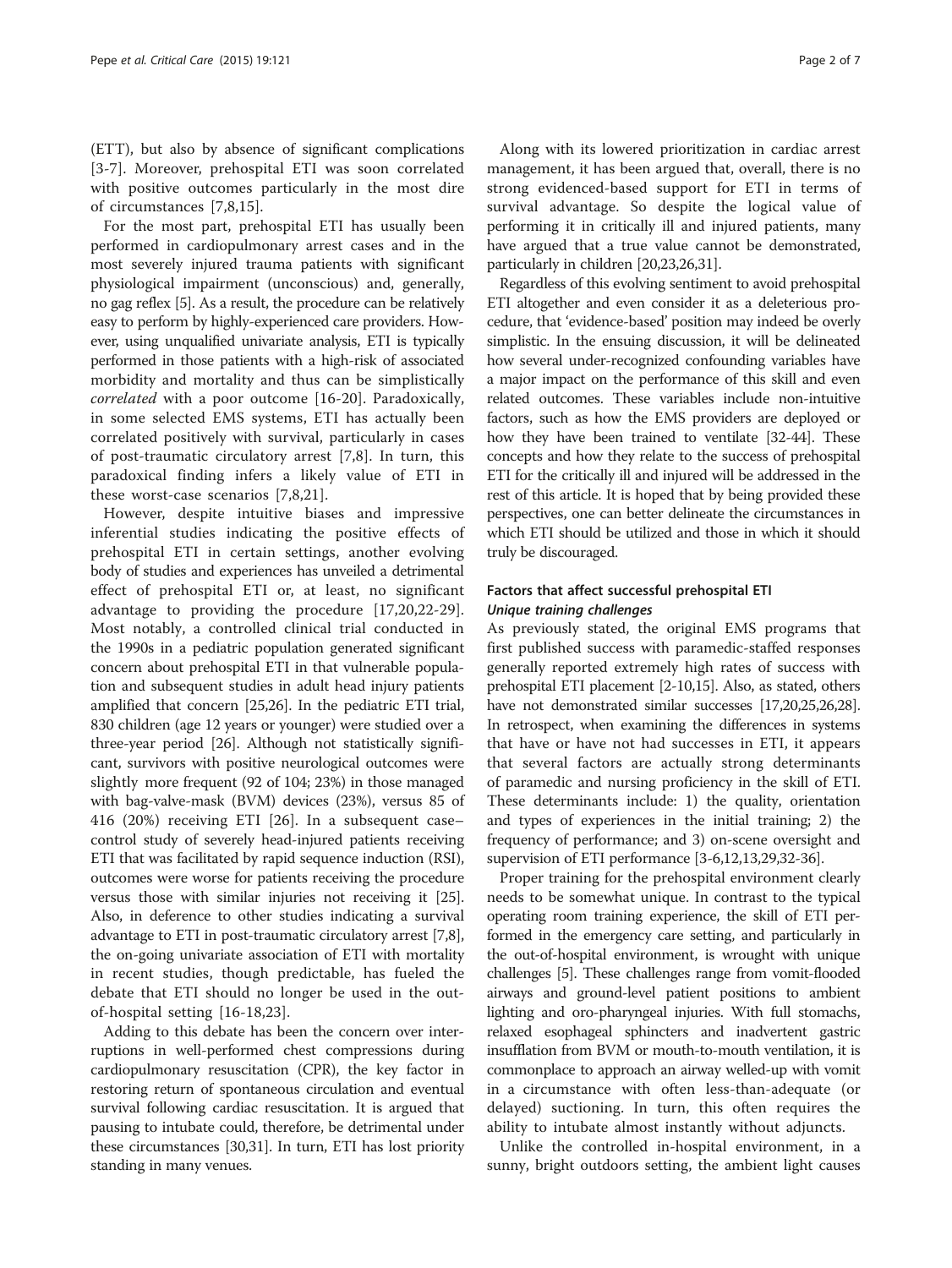(ETT), but also by absence of significant complications [3-7]. Moreover, prehospital ETI was soon correlated with positive outcomes particularly in the most dire of circumstances [7,8,15].

For the most part, prehospital ETI has usually been performed in cardiopulmonary arrest cases and in the most severely injured trauma patients with significant physiological impairment (unconscious) and, generally, no gag reflex [5]. As a result, the procedure can be relatively easy to perform by highly-experienced care providers. However, using unqualified univariate analysis, ETI is typically performed in those patients with a high-risk of associated morbidity and mortality and thus can be simplistically *correlated* with a poor outcome [16-20]. Paradoxically, in some selected EMS systems, ETI has actually been correlated positively with survival, particularly in cases of post-traumatic circulatory arrest [7,8]. In turn, this paradoxical finding infers a likely value of ETI in these worst-case scenarios [7,8,21].

However, despite intuitive biases and impressive inferential studies indicating the positive effects of prehospital ETI in certain settings, another evolving body of studies and experiences has unveiled a detrimental effect of prehospital ETI or, at least, no significant advantage to providing the procedure [17,20,22-29]. Most notably, a controlled clinical trial conducted in the 1990s in a pediatric population generated significant concern about prehospital ETI in that vulnerable population and subsequent studies in adult head injury patients amplified that concern [25,26]. In the pediatric ETI trial, 830 children (age 12 years or younger) were studied over a three-year period [26]. Although not statistically significant, survivors with positive neurological outcomes were slightly more frequent (92 of 104; 23%) in those managed with bag-valve-mask (BVM) devices (23%), versus 85 of 416 (20%) receiving ETI [26]. In a subsequent case–control study of severely head-injured patients receiving ETI that was facilitated by rapid sequence induction (RSI), outcomes were worse for patients receiving the procedure versus those with similar injuries not receiving it [25]. Also, in deference to other studies indicating a survival advantage to ETI in post-traumatic circulatory arrest [7,8], the on-going univariate association of ETI with mortality in recent studies, though predictable, has fueled the debate that ETI should no longer be used in the out-of-hospital setting [16-18,23].

Adding to this debate has been the concern over interruptions in well-performed chest compressions during cardiopulmonary resuscitation (CPR), the key factor in restoring return of spontaneous circulation and eventual survival following cardiac resuscitation. It is argued that pausing to intubate could, therefore, be detrimental under these circumstances [30,31]. In turn, ETI has lost priority standing in many venues.

Along with its lowered prioritization in cardiac arrest management, it has been argued that, overall, there is no strong evidenced-based support for ETI in terms of survival advantage. So despite the logical value of performing it in critically ill and injured patients, many have argued that a true value cannot be demonstrated, particularly in children [20,23,26,31].

Regardless of this evolving sentiment to avoid prehospital ETI altogether and even consider it as a deleterious procedure, that 'evidence-based' position may indeed be overly simplistic. In the ensuing discussion, it will be delineated how several under-recognized confounding variables have a major impact on the performance of this skill and even related outcomes. These variables include non-intuitive factors, such as how the EMS providers are deployed or how they have been trained to ventilate [32-44]. These concepts and how they relate to the success of prehospital ETI for the critically ill and injured will be addressed in the rest of this article. It is hoped that by being provided these perspectives, one can better delineate the circumstances in which ETI should be utilized and those in which it should truly be discouraged.

## Factors that affect successful prehospital ETI

### *Unique training challenges*

As previously stated, the original EMS programs that first published success with paramedic-staffed responses generally reported extremely high rates of success with prehospital ETI placement [2-10,15]. Also, as stated, others have not demonstrated similar successes [17,20,25,26,28]. In retrospect, when examining the differences in systems that have or have not had successes in ETI, it appears that several factors are actually strong determinants of paramedic and nursing proficiency in the skill of ETI. These determinants include: 1) the quality, orientation and types of experiences in the initial training; 2) the frequency of performance; and 3) on-scene oversight and supervision of ETI performance [3-6,12,13,29,32-36].

Proper training for the prehospital environment clearly needs to be somewhat unique. In contrast to the typical operating room training experience, the skill of ETI performed in the emergency care setting, and particularly in the out-of-hospital environment, is wrought with unique challenges [5]. These challenges range from vomit-flooded airways and ground-level patient positions to ambient lighting and oro-pharyngeal injuries. With full stomachs, relaxed esophageal sphincters and inadvertent gastric insufflation from BVM or mouth-to-mouth ventilation, it is commonplace to approach an airway welled-up with vomit in a circumstance with often less-than-adequate (or delayed) suctioning. In turn, this often requires the ability to intubate almost instantly without adjuncts.

Unlike the controlled in-hospital environment, in a sunny, bright outdoors setting, the ambient light causes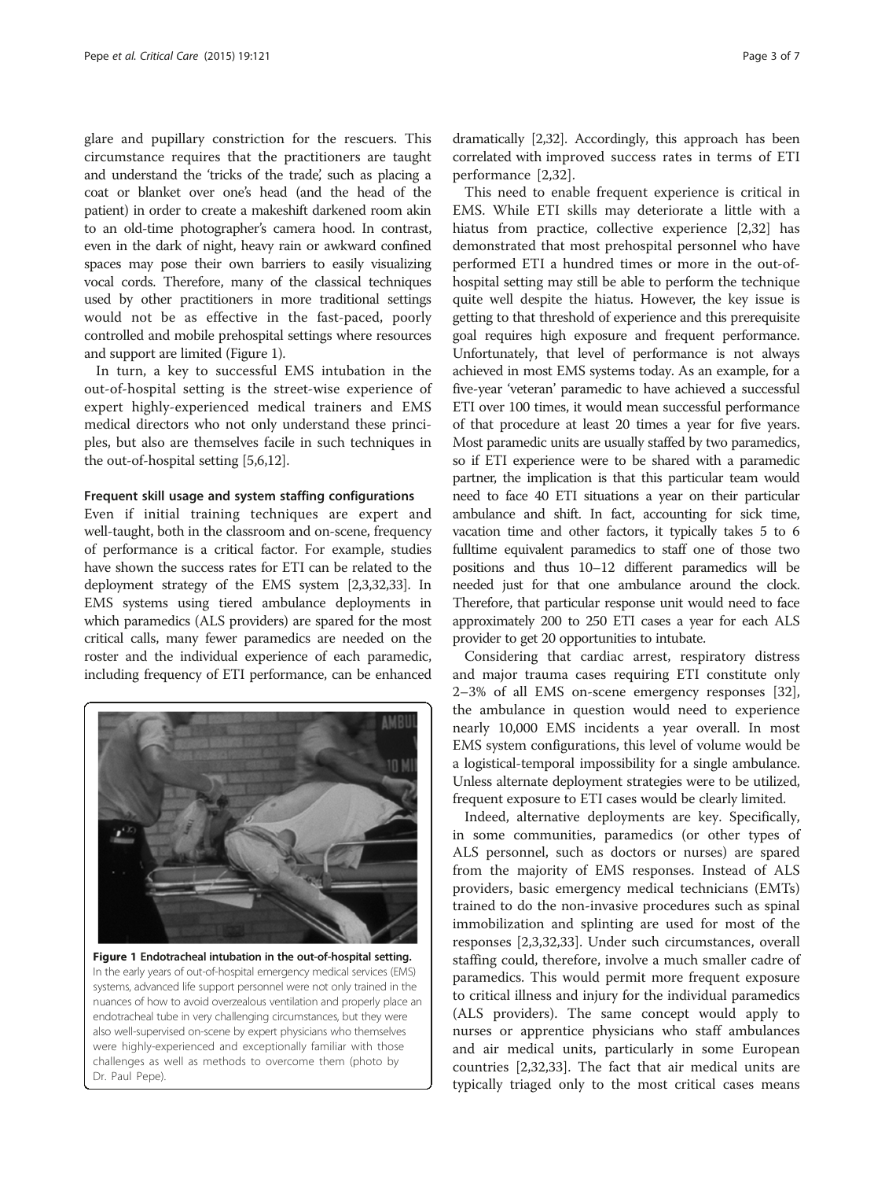glare and pupillary constriction for the rescuers. This circumstance requires that the practitioners are taught and understand the 'tricks of the trade', such as placing a coat or blanket over one's head (and the head of the patient) in order to create a makeshift darkened room akin to an old-time photographer's camera hood. In contrast, even in the dark of night, heavy rain or awkward confined spaces may pose their own barriers to easily visualizing vocal cords. Therefore, many of the classical techniques used by other practitioners in more traditional settings would not be as effective in the fast-paced, poorly controlled and mobile prehospital settings where resources and support are limited (Figure 1).

In turn, a key to successful EMS intubation in the out-of-hospital setting is the street-wise experience of expert highly-experienced medical trainers and EMS medical directors who not only understand these principles, but also are themselves facile in such techniques in the out-of-hospital setting [5,6,12].

#### Frequent skill usage and system staffing configurations

Even if initial training techniques are expert and well-taught, both in the classroom and on-scene, frequency of performance is a critical factor. For example, studies have shown the success rates for ETI can be related to the deployment strategy of the EMS system [2,3,32,33]. In EMS systems using tiered ambulance deployments in which paramedics (ALS providers) are spared for the most critical calls, many fewer paramedics are needed on the roster and the individual experience of each paramedic, including frequency of ETI performance, can be enhanced dramatically [2,32]. Accordingly, this approach has been correlated with improved success rates in terms of ETI performance [2,32].

**Figure 1 Endotracheal intubation in the out-of-hospital setting.** In the early years of out-of-hospital emergency medical services (EMS) systems, advanced life support personnel were not only trained in the nuances of how to avoid overzealous ventilation and properly place an endotracheal tube in very challenging circumstances, but they were also well-supervised on-scene by expert physicians who themselves were highly-experienced and exceptionally familiar with those challenges as well as methods to overcome them (photo by Dr. Paul Pepe).

This need to enable frequent experience is critical in EMS. While ETI skills may deteriorate a little with a hiatus from practice, collective experience [2,32] has demonstrated that most prehospital personnel who have performed ETI a hundred times or more in the out-of-hospital setting may still be able to perform the technique quite well despite the hiatus. However, the key issue is getting to that threshold of experience and this prerequisite goal requires high exposure and frequent performance. Unfortunately, that level of performance is not always achieved in most EMS systems today. As an example, for a five-year 'veteran' paramedic to have achieved a successful ETI over 100 times, it would mean successful performance of that procedure at least 20 times a year for five years. Most paramedic units are usually staffed by two paramedics, so if ETI experience were to be shared with a paramedic partner, the implication is that this particular team would need to face 40 ETI situations a year on their particular ambulance and shift. In fact, accounting for sick time, vacation time and other factors, it typically takes 5 to 6 fulltime equivalent paramedics to staff one of those two positions and thus 10–12 different paramedics will be needed just for that one ambulance around the clock. Therefore, that particular response unit would need to face approximately 200 to 250 ETI cases a year for each ALS provider to get 20 opportunities to intubate.

Considering that cardiac arrest, respiratory distress and major trauma cases requiring ETI constitute only 2–3% of all EMS on-scene emergency responses [32], the ambulance in question would need to experience nearly 10,000 EMS incidents a year overall. In most EMS system configurations, this level of volume would be a logistical-temporal impossibility for a single ambulance. Unless alternate deployment strategies were to be utilized, frequent exposure to ETI cases would be clearly limited.

Indeed, alternative deployments are key. Specifically, in some communities, paramedics (or other types of ALS personnel, such as doctors or nurses) are spared from the majority of EMS responses. Instead of ALS providers, basic emergency medical technicians (EMTs) trained to do the non-invasive procedures such as spinal immobilization and splinting are used for most of the responses [2,3,32,33]. Under such circumstances, overall staffing could, therefore, involve a much smaller cadre of paramedics. This would permit more frequent exposure to critical illness and injury for the individual paramedics (ALS providers). The same concept would apply to nurses or apprentice physicians who staff ambulances and air medical units, particularly in some European countries [2,32,33]. The fact that air medical units are typically triaged only to the most critical cases means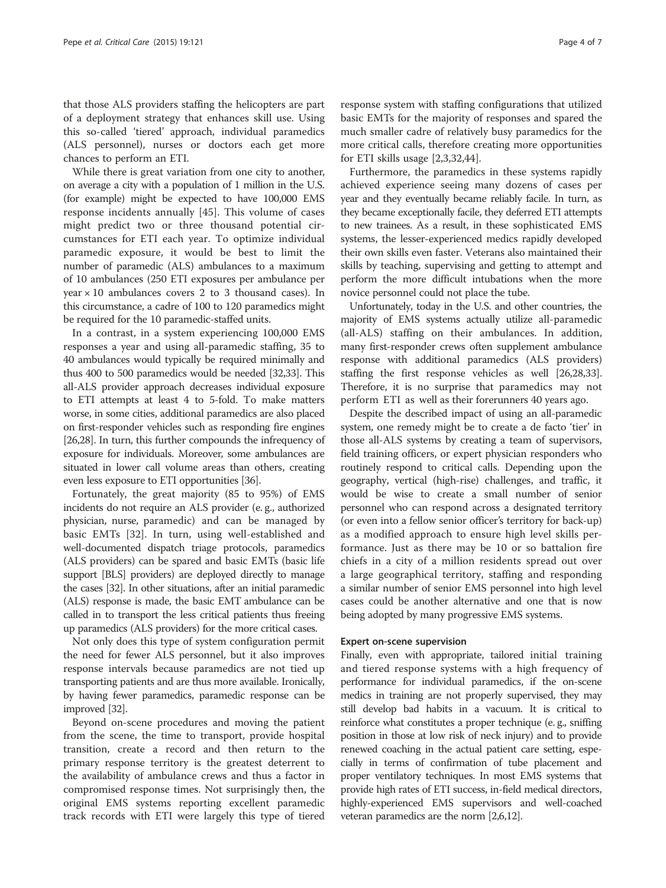that those ALS providers staffing the helicopters are part of a deployment strategy that enhances skill use. Using this so-called 'tiered' approach, individual paramedics (ALS personnel), nurses or doctors each get more chances to perform an ETI.

While there is great variation from one city to another, on average a city with a population of 1 million in the U.S. (for example) might be expected to have 100,000 EMS response incidents annually [45]. This volume of cases might predict two or three thousand potential circumstances for ETI each year. To optimize individual paramedic exposure, it would be best to limit the number of paramedic (ALS) ambulances to a maximum of 10 ambulances (250 ETI exposures per ambulance per year × 10 ambulances covers 2 to 3 thousand cases). In this circumstance, a cadre of 100 to 120 paramedics might be required for the 10 paramedic-staffed units.

In a contrast, in a system experiencing 100,000 EMS responses a year and using all-paramedic staffing, 35 to 40 ambulances would typically be required minimally and thus 400 to 500 paramedics would be needed [32,33]. This all-ALS provider approach decreases individual exposure to ETI attempts at least 4 to 5-fold. To make matters worse, in some cities, additional paramedics are also placed on first-responder vehicles such as responding fire engines [26,28]. In turn, this further compounds the infrequency of exposure for individuals. Moreover, some ambulances are situated in lower call volume areas than others, creating even less exposure to ETI opportunities [36].

Fortunately, the great majority (85 to 95%) of EMS incidents do not require an ALS provider (e. g., authorized physician, nurse, paramedic) and can be managed by basic EMTs [32]. In turn, using well-established and well-documented dispatch triage protocols, paramedics (ALS providers) can be spared and basic EMTs (basic life support [BLS] providers) are deployed directly to manage the cases [32]. In other situations, after an initial paramedic (ALS) response is made, the basic EMT ambulance can be called in to transport the less critical patients thus freeing up paramedics (ALS providers) for the more critical cases.

Not only does this type of system configuration permit the need for fewer ALS personnel, but it also improves response intervals because paramedics are not tied up transporting patients and are thus more available. Ironically, by having fewer paramedics, paramedic response can be improved [32].

Beyond on-scene procedures and moving the patient from the scene, the time to transport, provide hospital transition, create a record and then return to the primary response territory is the greatest deterrent to the availability of ambulance crews and thus a factor in compromised response times. Not surprisingly then, the original EMS systems reporting excellent paramedic track records with ETI were largely this type of tiered response system with staffing configurations that utilized basic EMTs for the majority of responses and spared the much smaller cadre of relatively busy paramedics for the more critical calls, therefore creating more opportunities for ETI skills usage [2,3,32,44].

Furthermore, the paramedics in these systems rapidly achieved experience seeing many dozens of cases per year and they eventually became reliably facile. In turn, as they became exceptionally facile, they deferred ETI attempts to new trainees. As a result, in these sophisticated EMS systems, the lesser-experienced medics rapidly developed their own skills even faster. Veterans also maintained their skills by teaching, supervising and getting to attempt and perform the more difficult intubations when the more novice personnel could not place the tube.

Unfortunately, today in the U.S. and other countries, the majority of EMS systems actually utilize all-paramedic (all-ALS) staffing on their ambulances. In addition, many first-responder crews often supplement ambulance response with additional paramedics (ALS providers) staffing the first response vehicles as well [26,28,33]. Therefore, it is no surprise that paramedics may not perform ETI as well as their forerunners 40 years ago.

Despite the described impact of using an all-paramedic system, one remedy might be to create a de facto 'tier' in those all-ALS systems by creating a team of supervisors, field training officers, or expert physician responders who routinely respond to critical calls. Depending upon the geography, vertical (high-rise) challenges, and traffic, it would be wise to create a small number of senior personnel who can respond across a designated territory (or even into a fellow senior officer's territory for back-up) as a modified approach to ensure high level skills performance. Just as there may be 10 or so battalion fire chiefs in a city of a million residents spread out over a large geographical territory, staffing and responding a similar number of senior EMS personnel into high level cases could be another alternative and one that is now being adopted by many progressive EMS systems.

### Expert on-scene supervision

Finally, even with appropriate, tailored initial training and tiered response systems with a high frequency of performance for individual paramedics, if the on-scene medics in training are not properly supervised, they may still develop bad habits in a vacuum. It is critical to reinforce what constitutes a proper technique (e. g., sniffing position in those at low risk of neck injury) and to provide renewed coaching in the actual patient care setting, especially in terms of confirmation of tube placement and proper ventilatory techniques. In most EMS systems that provide high rates of ETI success, in-field medical directors, highly-experienced EMS supervisors and well-coached veteran paramedics are the norm [2,6,12].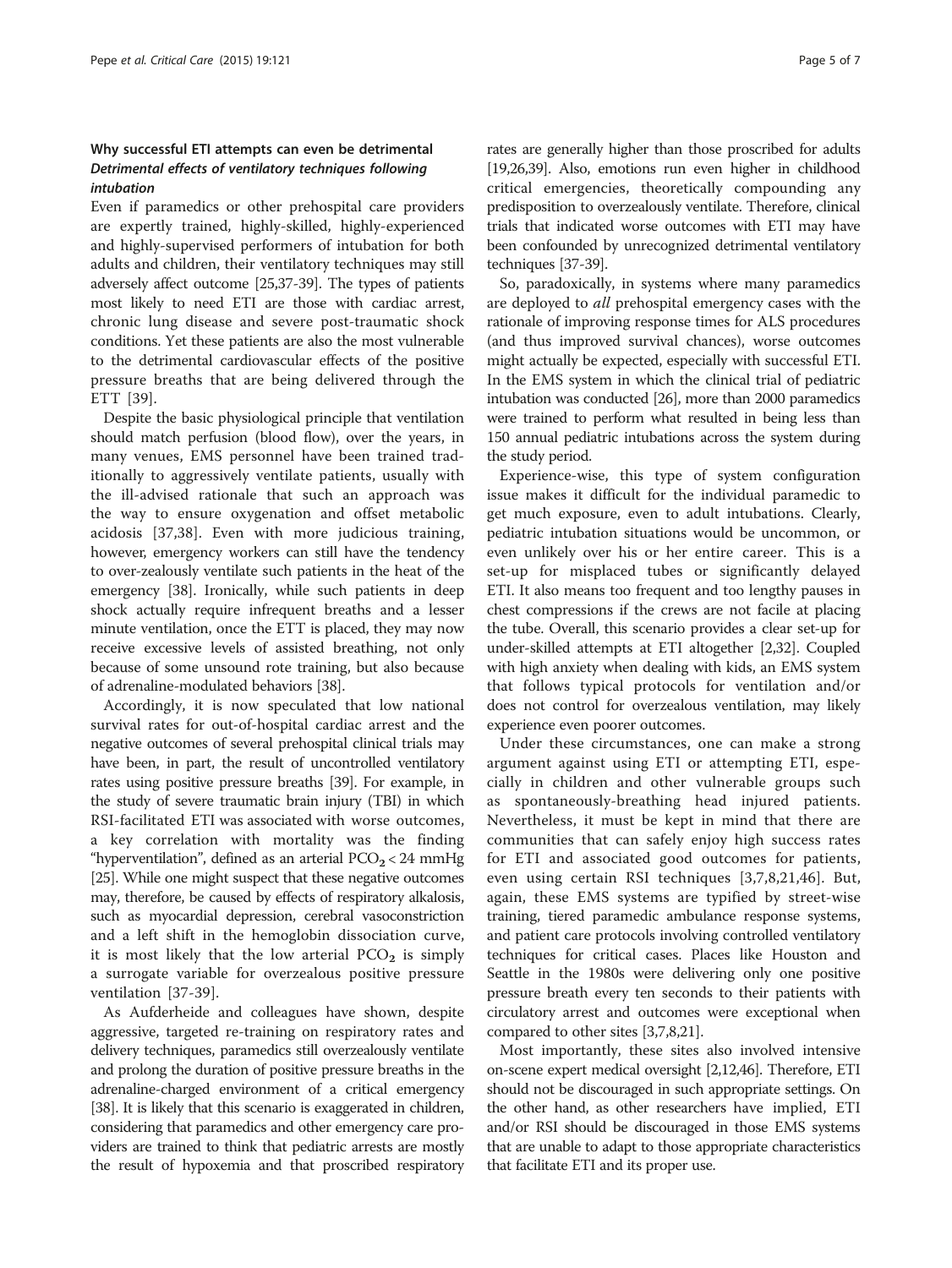### Why successful ETI attempts can even be detrimental

#### *Detrimental effects of ventilatory techniques following intubation*

Even if paramedics or other prehospital care providers are expertly trained, highly-skilled, highly-experienced and highly-supervised performers of intubation for both adults and children, their ventilatory techniques may still adversely affect outcome [25,37-39]. The types of patients most likely to need ETI are those with cardiac arrest, chronic lung disease and severe post-traumatic shock conditions. Yet these patients are also the most vulnerable to the detrimental cardiovascular effects of the positive pressure breaths that are being delivered through the ETT [39].

Despite the basic physiological principle that ventilation should match perfusion (blood flow), over the years, in many venues, EMS personnel have been trained traditionally to aggressively ventilate patients, usually with the ill-advised rationale that such an approach was the way to ensure oxygenation and offset metabolic acidosis [37,38]. Even with more judicious training, however, emergency workers can still have the tendency to over-zealously ventilate such patients in the heat of the emergency [38]. Ironically, while such patients in deep shock actually require infrequent breaths and a lesser minute ventilation, once the ETT is placed, they may now receive excessive levels of assisted breathing, not only because of some unsound rote training, but also because of adrenaline-modulated behaviors [38].

Accordingly, it is now speculated that low national survival rates for out-of-hospital cardiac arrest and the negative outcomes of several prehospital clinical trials may have been, in part, the result of uncontrolled ventilatory rates using positive pressure breaths [39]. For example, in the study of severe traumatic brain injury (TBI) in which RSI-facilitated ETI was associated with worse outcomes, a key correlation with mortality was the finding "hyperventilation", defined as an arterial $PCO_2 < 24$ mmHg [25]. While one might suspect that these negative outcomes may, therefore, be caused by effects of respiratory alkalosis, such as myocardial depression, cerebral vasoconstriction and a left shift in the hemoglobin dissociation curve, it is most likely that the low arterial $PCO_2$ is simply a surrogate variable for overzealous positive pressure ventilation [37-39].

As Aufderheide and colleagues have shown, despite aggressive, targeted re-training on respiratory rates and delivery techniques, paramedics still overzealously ventilate and prolong the duration of positive pressure breaths in the adrenaline-charged environment of a critical emergency [38]. It is likely that this scenario is exaggerated in children, considering that paramedics and other emergency care providers are trained to think that pediatric arrests are mostly the result of hypoxemia and that proscribed respiratory rates are generally higher than those proscribed for adults [19,26,39]. Also, emotions run even higher in childhood critical emergencies, theoretically compounding any predisposition to overzealously ventilate. Therefore, clinical trials that indicated worse outcomes with ETI may have been confounded by unrecognized detrimental ventilatory techniques [37-39].

So, paradoxically, in systems where many paramedics are deployed to *all* prehospital emergency cases with the rationale of improving response times for ALS procedures (and thus improved survival chances), worse outcomes might actually be expected, especially with successful ETI. In the EMS system in which the clinical trial of pediatric intubation was conducted [26], more than 2000 paramedics were trained to perform what resulted in being less than 150 annual pediatric intubations across the system during the study period.

Experience-wise, this type of system configuration issue makes it difficult for the individual paramedic to get much exposure, even to adult intubations. Clearly, pediatric intubation situations would be uncommon, or even unlikely over his or her entire career. This is a set-up for misplaced tubes or significantly delayed ETI. It also means too frequent and too lengthy pauses in chest compressions if the crews are not facile at placing the tube. Overall, this scenario provides a clear set-up for under-skilled attempts at ETI altogether [2,32]. Coupled with high anxiety when dealing with kids, an EMS system that follows typical protocols for ventilation and/or does not control for overzealous ventilation, may likely experience even poorer outcomes.

Under these circumstances, one can make a strong argument against using ETI or attempting ETI, especially in children and other vulnerable groups such as spontaneously-breathing head injured patients. Nevertheless, it must be kept in mind that there are communities that can safely enjoy high success rates for ETI and associated good outcomes for patients, even using certain RSI techniques [3,7,8,21,46]. But, again, these EMS systems are typified by street-wise training, tiered paramedic ambulance response systems, and patient care protocols involving controlled ventilatory techniques for critical cases. Places like Houston and Seattle in the 1980s were delivering only one positive pressure breath every ten seconds to their patients with circulatory arrest and outcomes were exceptional when compared to other sites [3,7,8,21].

Most importantly, these sites also involved intensive on-scene expert medical oversight [2,12,46]. Therefore, ETI should not be discouraged in such appropriate settings. On the other hand, as other researchers have implied, ETI and/or RSI should be discouraged in those EMS systems that are unable to adapt to those appropriate characteristics that facilitate ETI and its proper use.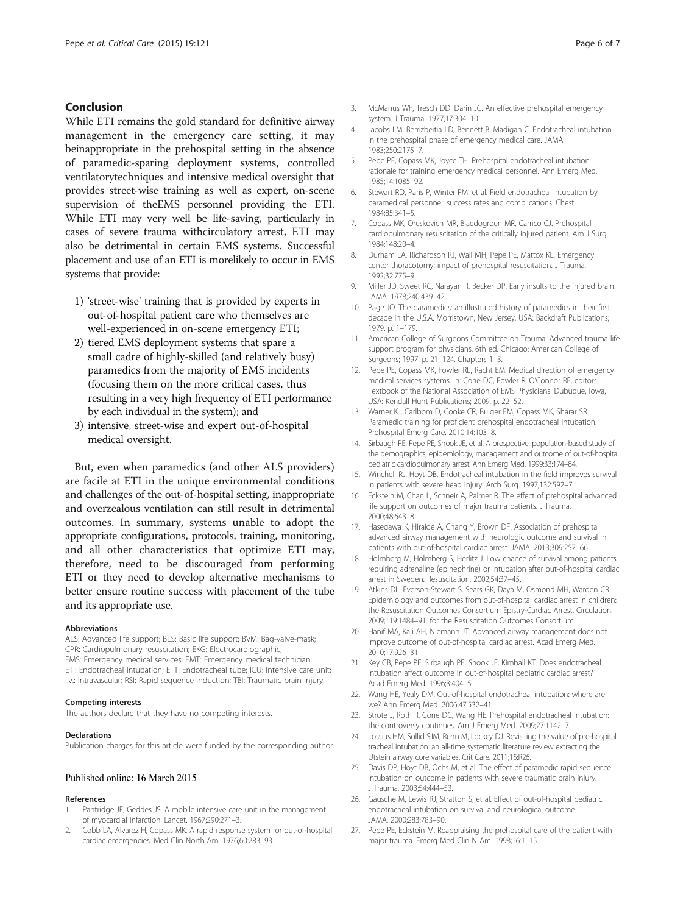## Conclusion

While ETI remains the gold standard for definitive airway management in the emergency care setting, it may beinappropriate in the prehospital setting in the absence of paramedic-sparing deployment systems, controlled ventilatorytechniques and intensive medical oversight that provides street-wise training as well as expert, on-scene supervision of theEMS personnel providing the ETI. While ETI may very well be life-saving, particularly in cases of severe trauma withcirculatory arrest, ETI may also be detrimental in certain EMS systems. Successful placement and use of an ETI is morelikely to occur in EMS systems that provide:

1) 'street-wise' training that is provided by experts in out-of-hospital patient care who themselves are well-experienced in on-scene emergency ETI;
2) tiered EMS deployment systems that spare a small cadre of highly-skilled (and relatively busy) paramedics from the majority of EMS incidents (focusing them on the more critical cases, thus resulting in a very high frequency of ETI performance by each individual in the system); and
3) intensive, street-wise and expert out-of-hospital medical oversight.

But, even when paramedics (and other ALS providers) are facile at ETI in the unique environmental conditions and challenges of the out-of-hospital setting, inappropriate and overzealous ventilation can still result in detrimental outcomes. In summary, systems unable to adopt the appropriate configurations, protocols, training, monitoring, and all other characteristics that optimize ETI may, therefore, need to be discouraged from performing ETI or they need to develop alternative mechanisms to better ensure routine success with placement of the tube and its appropriate use.

#### Abbreviations

ALS: Advanced life support; BLS: Basic life support; BVM: Bag-valve-mask; CPR: Cardiopulmonary resuscitation; EKG: Electrocardiographic; EMS: Emergency medical services; EMT: Emergency medical technician; ETI: Endotracheal intubation; ETT: Endotracheal tube; ICU: Intensive care unit; i.v.: Intravascular; RSI: Rapid sequence induction; TBI: Traumatic brain injury.

#### Competing interests

The authors declare that they have no competing interests.

#### Declarations

Publication charges for this article were funded by the corresponding author.

Published online: 16 March 2015

#### References

1. Pantridge JF, Geddes JS. A mobile intensive care unit in the management of myocardial infarction. Lancet. 1967;290:271–3.
2. Cobb LA, Alvarez H, Copass MK. A rapid response system for out-of-hospital cardiac emergencies. Med Clin North Am. 1976;60:283–93.
3. McManus WF, Tresch DD, Darin JC. An effective prehospital emergency system. J Trauma. 1977;17:304–10.
4. Jacobs LM, Berrizbeitia LD, Bennett B, Madigan C. Endotracheal intubation in the prehospital phase of emergency medical care. JAMA. 1983;250:2175–7.
5. Pepe PE, Copass MK, Joyce TH. Prehospital endotracheal intubation: rationale for training emergency medical personnel. Ann Emerg Med. 1985;14:1085–92.
6. Stewart RD, Paris P, Winter PM, et al. Field endotracheal intubation by paramedical personnel: success rates and complications. Chest. 1984;85:341–5.
7. Copass MK, Oreskovich MR, Blaedogroen MR, Carrico CJ. Prehospital cardiopulmonary resuscitation of the critically injured patient. Am J Surg. 1984;148:20–4.
8. Durham LA, Richardson RJ, Wall MH, Pepe PE, Mattox KL. Emergency center thoracotomy: impact of prehospital resuscitation. J Trauma. 1992;32:775–9.
9. Miller JD, Sweet RC, Narayan R, Becker DP. Early insults to the injured brain. JAMA. 1978;240:439–42.
10. Page JO. The paramedics: an illustrated history of paramedics in their first decade in the U.S.A. Morristown, New Jersey, USA: Backdraft Publications; 1979. p. 1–179.
11. American College of Surgeons Committee on Trauma. Advanced trauma life support program for physicians. 6th ed. Chicago: American College of Surgeons; 1997. p. 21–124. Chapters 1–3.
12. Pepe PE, Copass MK, Fowler RL, Racht EM. Medical direction of emergency medical services systems. In: Cone DC, Fowler R, O'Connor RE, editors. Textbook of the National Association of EMS Physicians. Dubuque, Iowa, USA: Kendall Hunt Publications; 2009. p. 22–52.
13. Warner KJ, Carlbom D, Cooke CR, Bulger EM, Copass MK, Sharar SR. Paramedic training for proficient prehospital endotracheal intubation. Prehospital Emerg Care. 2010;14:103–8.
14. Sirbaugh PE, Pepe PE, Shook JE, et al. A prospective, population-based study of the demographics, epidemiology, management and outcome of out-of-hospital pediatric cardiopulmonary arrest. Ann Emerg Med. 1999;33:174–84.
15. Winchell RJ, Hoyt DB. Endotracheal intubation in the field improves survival in patients with severe head injury. Arch Surg. 1997;132:592–7.
16. Eckstein M, Chan L, Schneir A, Palmer R. The effect of prehospital advanced life support on outcomes of major trauma patients. J Trauma. 2000;48:643–8.
17. Hasegawa K, Hiraide A, Chang Y, Brown DF. Association of prehospital advanced airway management with neurologic outcome and survival in patients with out-of-hospital cardiac arrest. JAMA. 2013;309:257–66.
18. Holmberg M, Holmberg S, Herlitz J. Low chance of survival among patients requiring adrenaline (epinephrine) or intubation after out-of-hospital cardiac arrest in Sweden. Resuscitation. 2002;54:37–45.
19. Atkins DL, Everson-Stewart S, Sears GK, Daya M, Osmond MH, Warden CR. Epidemiology and outcomes from out-of-hospital cardiac arrest in children: the Resuscitation Outcomes Consortium Epistry-Cardiac Arrest. Circulation. 2009;119:1484–91. for the Resuscitation Outcomes Consortium.
20. Hanif MA, Kaji AH, Niemann JT. Advanced airway management does not improve outcome of out-of-hospital cardiac arrest. Acad Emerg Med. 2010;17:926–31.
21. Key CB, Pepe PE, Sirbaugh PE, Shook JE, Kimball KT. Does endotracheal intubation affect outcome in out-of-hospital pediatric cardiac arrest? Acad Emerg Med. 1996;3:404–5.
22. Wang HE, Yealy DM. Out-of-hospital endotracheal intubation: where are we? Ann Emerg Med. 2006;47:532–41.
23. Strote J, Roth R, Cone DC, Wang HE. Prehospital endotracheal intubation: the controversy continues. Am J Emerg Med. 2009;27:1142–7.
24. Lossius HM, Sollid SJM, Rehn M, Lockey DJ. Revisiting the value of pre-hospital tracheal intubation: an all-time systematic literature review extracting the Utstein airway core variables. Crit Care. 2011;15:R26.
25. Davis DP, Hoyt DB, Ochs M, et al. The effect of paramedic rapid sequence intubation on outcome in patients with severe traumatic brain injury. J Trauma. 2003;54:444–53.
26. Gausche M, Lewis RJ, Stratton S, et al. Effect of out-of-hospital pediatric endotracheal intubation on survival and neurological outcome. JAMA. 2000;283:783–90.
27. Pepe PE, Eckstein M. Reappraising the prehospital care of the patient with major trauma. Emerg Med Clin N Am. 1998;16:1–15.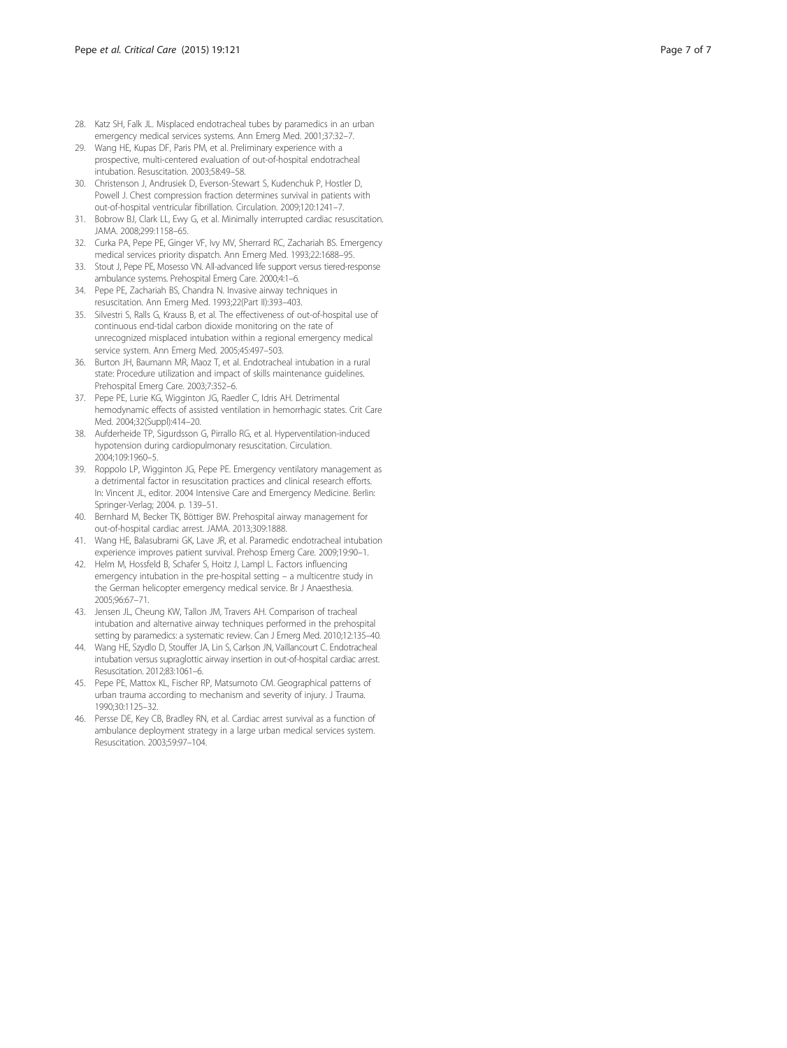28. Katz SH, Falk JL. Misplaced endotracheal tubes by paramedics in an urban emergency medical services systems. Ann Emerg Med. 2001;37:32–7.
29. Wang HE, Kupas DF, Paris PM, et al. Preliminary experience with a prospective, multi-centered evaluation of out-of-hospital endotracheal intubation. Resuscitation. 2003;58:49–58.
30. Christenson J, Andrusiek D, Everson-Stewart S, Kudenchuk P, Hostler D, Powell J. Chest compression fraction determines survival in patients with out-of-hospital ventricular fibrillation. Circulation. 2009;120:1241–7.
31. Bobrow BJ, Clark LL, Ewy G, et al. Minimally interrupted cardiac resuscitation. JAMA. 2008;299:1158–65.
32. Curka PA, Pepe PE, Ginger VF, Ivy MV, Sherrard RC, Zachariah BS. Emergency medical services priority dispatch. Ann Emerg Med. 1993;22:1688–95.
33. Stout J, Pepe PE, Mosesso VN. All-advanced life support versus tiered-response ambulance systems. Prehospital Emerg Care. 2000;4:1–6.
34. Pepe PE, Zachariah BS, Chandra N. Invasive airway techniques in resuscitation. Ann Emerg Med. 1993;22(Part II):393–403.
35. Silvestri S, Ralls G, Krauss B, et al. The effectiveness of out-of-hospital use of continuous end-tidal carbon dioxide monitoring on the rate of unrecognized misplaced intubation within a regional emergency medical service system. Ann Emerg Med. 2005;45:497–503.
36. Burton JH, Baumann MR, Maoz T, et al. Endotracheal intubation in a rural state: Procedure utilization and impact of skills maintenance guidelines. Prehospital Emerg Care. 2003;7:352–6.
37. Pepe PE, Lurie KG, Wigginton JG, Raedler C, Idris AH. Detrimental hemodynamic effects of assisted ventilation in hemorrhagic states. Crit Care Med. 2004;32(Suppl):414–20.
38. Aufderheide TP, Sigurdsson G, Pirrallo RG, et al. Hyperventilation-induced hypotension during cardiopulmonary resuscitation. Circulation. 2004;109:1960–5.
39. Roppolo LP, Wigginton JG, Pepe PE. Emergency ventilatory management as a detrimental factor in resuscitation practices and clinical research efforts. In: Vincent JL, editor. 2004 Intensive Care and Emergency Medicine. Berlin: Springer-Verlag; 2004. p. 139–51.
40. Bernhard M, Becker TK, Böttiger BW. Prehospital airway management for out-of-hospital cardiac arrest. JAMA. 2013;309:1888.
41. Wang HE, Balasubrami GK, Lave JR, et al. Paramedic endotracheal intubation experience improves patient survival. Prehosp Emerg Care. 2009;19:90–1.
42. Helm M, Hossfeld B, Schafer S, Hoitz J, Lampl L. Factors influencing emergency intubation in the pre-hospital setting – a multicentre study in the German helicopter emergency medical service. Br J Anaesthesia. 2005;96:67–71.
43. Jensen JL, Cheung KW, Tallon JM, Travers AH. Comparison of tracheal intubation and alternative airway techniques performed in the prehospital setting by paramedics: a systematic review. Can J Emerg Med. 2010;12:135–40.
44. Wang HE, Szydlo D, Stouffer JA, Lin S, Carlson JN, Vaillancourt C. Endotracheal intubation versus supraglottic airway insertion in out-of-hospital cardiac arrest. Resuscitation. 2012;83:1061–6.
45. Pepe PE, Mattox KL, Fischer RP, Matsumoto CM. Geographical patterns of urban trauma according to mechanism and severity of injury. J Trauma. 1990;30:1125–32.
46. Persse DE, Key CB, Bradley RN, et al. Cardiac arrest survival as a function of ambulance deployment strategy in a large urban medical services system. Resuscitation. 2003;59:97–104.